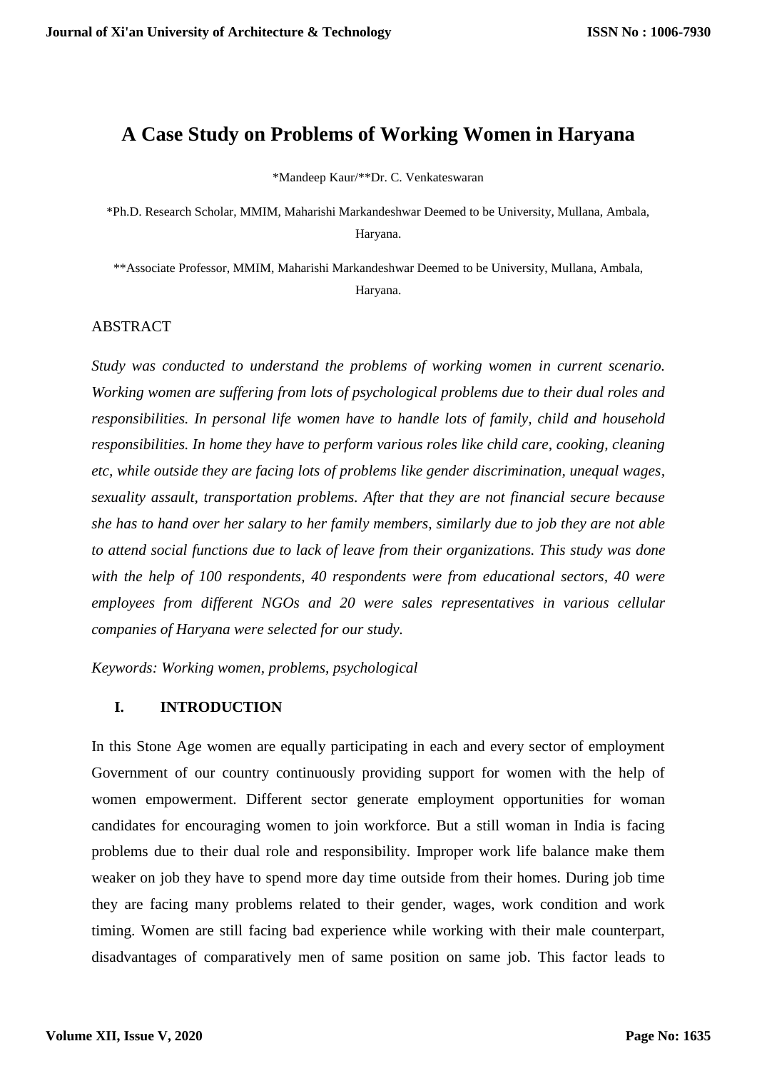# A Case Study on Problems of Working Women in Haryana

\*Mandeep Kaur/\*\*Dr. C. Venkateswaran

\*Ph.D. Research Scholar, MMIM, Maharishi Markandeshwar Deemed to be University, Mullana, Ambala, Haryana.

\*\*Associate Professor, MMIM, Maharishi Markandeshwar Deemed to be University, Mullana, Ambala, Haryana.

## ABSTRACT

*Study was conducted to understand the problems of working women in current scenario. Working women are suffering from lots of psychological problems due to their dual roles and responsibilities. In personal life women have to handle lots of family, child and household responsibilities. In home they have to perform various roles like child care, cooking, cleaning etc, while outside they are facing lots of problems like gender discrimination, unequal wages, sexuality assault, transportation problems. After that they are not financial secure because she has to hand over her salary to her family members, similarly due to job they are not able to attend social functions due to lack of leave from their organizations. This study was done with the help of 100 respondents, 40 respondents were from educational sectors, 40 were employees from different NGOs and 20 were sales representatives in various cellular companies of Haryana were selected for our study.*

*Keywords: Working women, problems, psychological*

## I. INTRODUCTION

In this Stone Age women are equally participating in each and every sector of employment Government of our country continuously providing support for women with the help of women empowerment. Different sector generate employment opportunities for woman candidates for encouraging women to join workforce. But a still woman in India is facing problems due to their dual role and responsibility. Improper work life balance make them weaker on job they have to spend more day time outside from their homes. During job time they are facing many problems related to their gender, wages, work condition and work timing. Women are still facing bad experience while working with their male counterpart, disadvantages of comparatively men of same position on same job. This factor leads to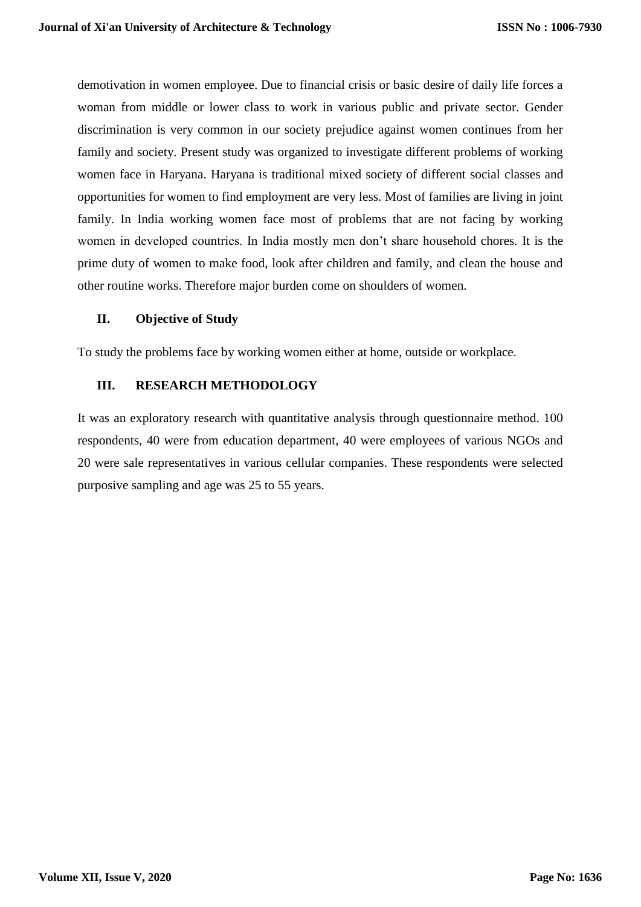demotivation in women employee. Due to financial crisis or basic desire of daily life forces a woman from middle or lower class to work in various public and private sector. Gender discrimination is very common in our society prejudice against women continues from her family and society. Present study was organized to investigate different problems of working women face in Haryana. Haryana is traditional mixed society of different social classes and opportunities for women to find employment are very less. Most of families are living in joint family. In India working women face most of problems that are not facing by working women in developed countries. In India mostly men don't share household chores. It is the prime duty of women to make food, look after children and family, and clean the house and other routine works. Therefore major burden come on shoulders of women.

## II. Objective of Study

To study the problems face by working women either at home, outside or workplace.

## III. RESEARCH METHODOLOGY

It was an exploratory research with quantitative analysis through questionnaire method. 100 respondents, 40 were from education department, 40 were employees of various NGOs and 20 were sale representatives in various cellular companies. These respondents were selected purposive sampling and age was 25 to 55 years.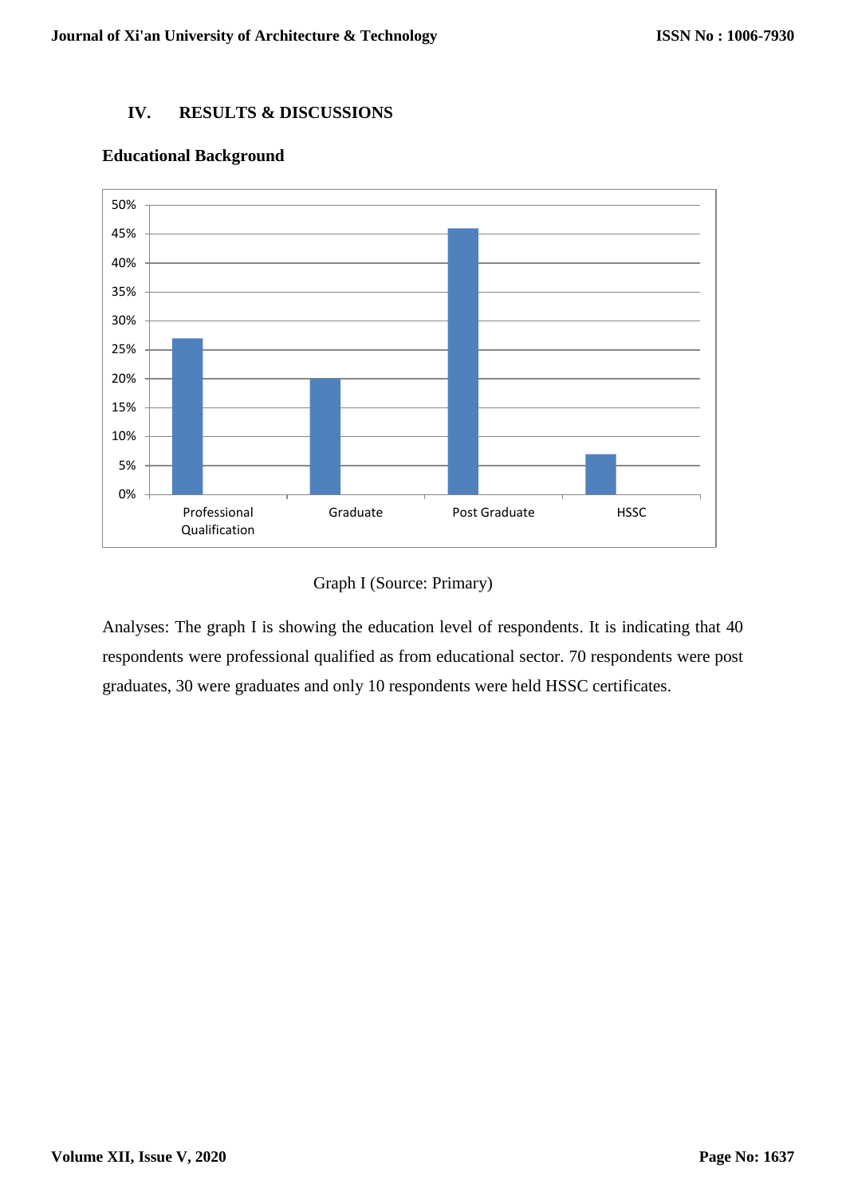## IV. RESULTS & DISCUSSIONS

### Educational Background

Graph I (Source: Primary)

Analyses: The graph I is showing the education level of respondents. It is indicating that 40 respondents were professional qualified as from educational sector. 70 respondents were post graduates, 30 were graduates and only 10 respondents were held HSSC certificates.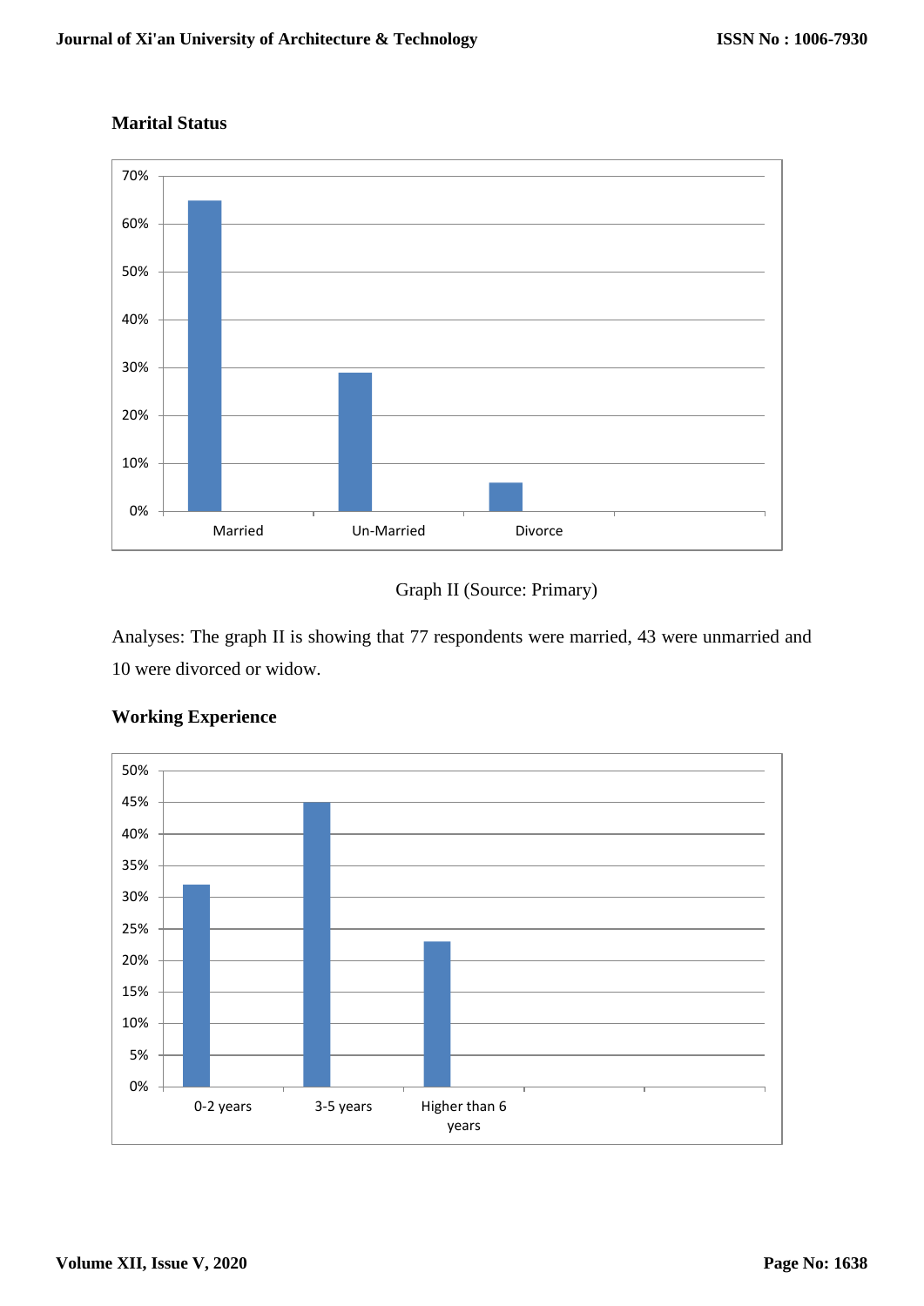**Marital Status**

Graph II (Source: Primary)

Analyses: The graph II is showing that 77 respondents were married, 43 were unmarried and 10 were divorced or widow.

**Working Experience**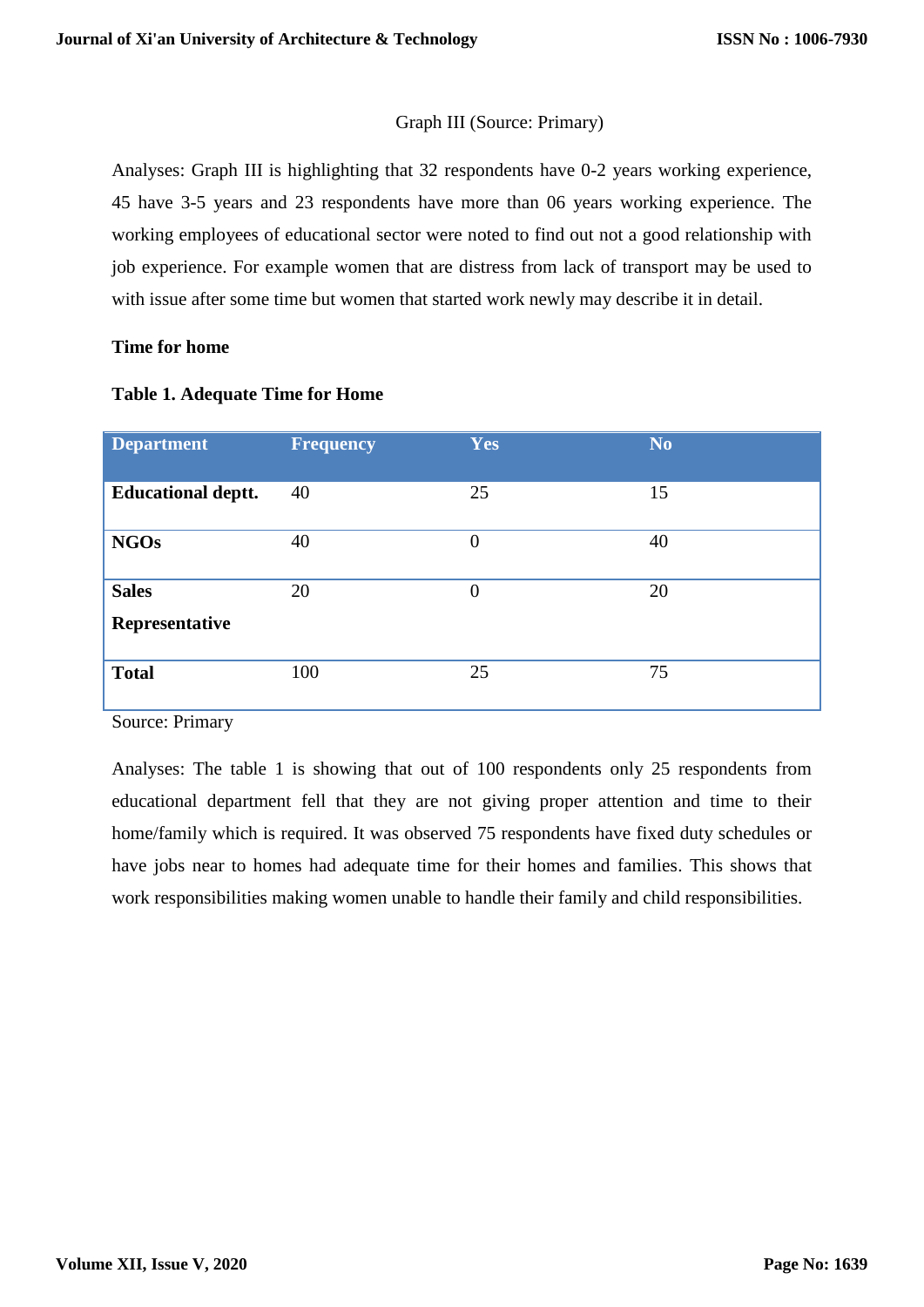Graph III (Source: Primary)

Analyses: Graph III is highlighting that 32 respondents have 0-2 years working experience, 45 have 3-5 years and 23 respondents have more than 06 years working experience. The working employees of educational sector were noted to find out not a good relationship with job experience. For example women that are distress from lack of transport may be used to with issue after some time but women that started work newly may describe it in detail.

**Time for home**

**Table 1. Adequate Time for Home**

| Department | Frequency | Yes | No |
|---|---|---|---|
| **Educational deptt.** | 40 | 25 | 15 |
| **NGOs** | 40 | 0 | 40 |
| **Sales Representative** | 20 | 0 | 20 |
| **Total** | 100 | 25 | 75 |

Source: Primary

Analyses: The table 1 is showing that out of 100 respondents only 25 respondents from educational department fell that they are not giving proper attention and time to their home/family which is required. It was observed 75 respondents have fixed duty schedules or have jobs near to homes had adequate time for their homes and families. This shows that work responsibilities making women unable to handle their family and child responsibilities.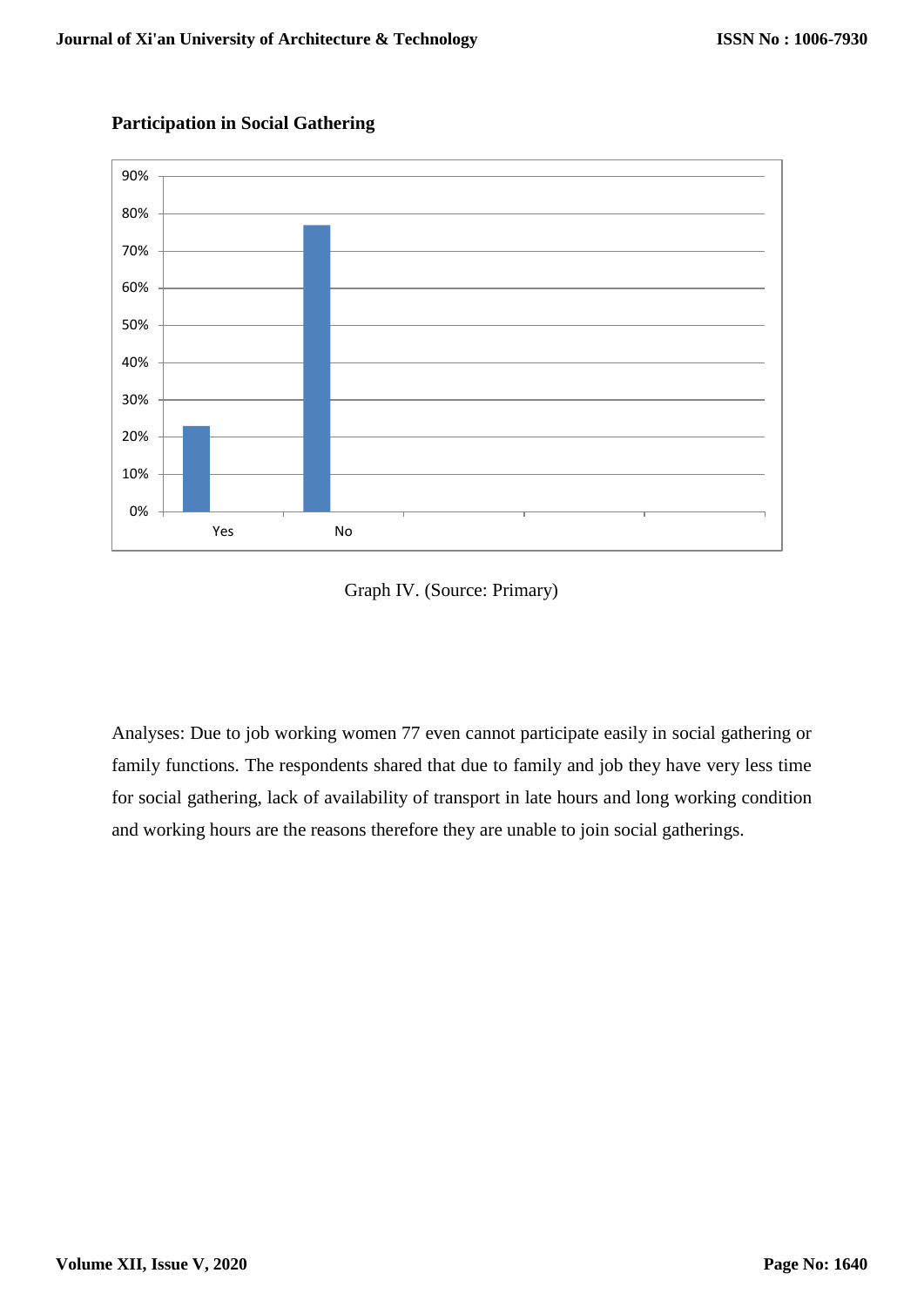**Participation in Social Gathering**

Graph IV. (Source: Primary)

Analyses: Due to job working women 77 even cannot participate easily in social gathering or family functions. The respondents shared that due to family and job they have very less time for social gathering, lack of availability of transport in late hours and long working condition and working hours are the reasons therefore they are unable to join social gatherings.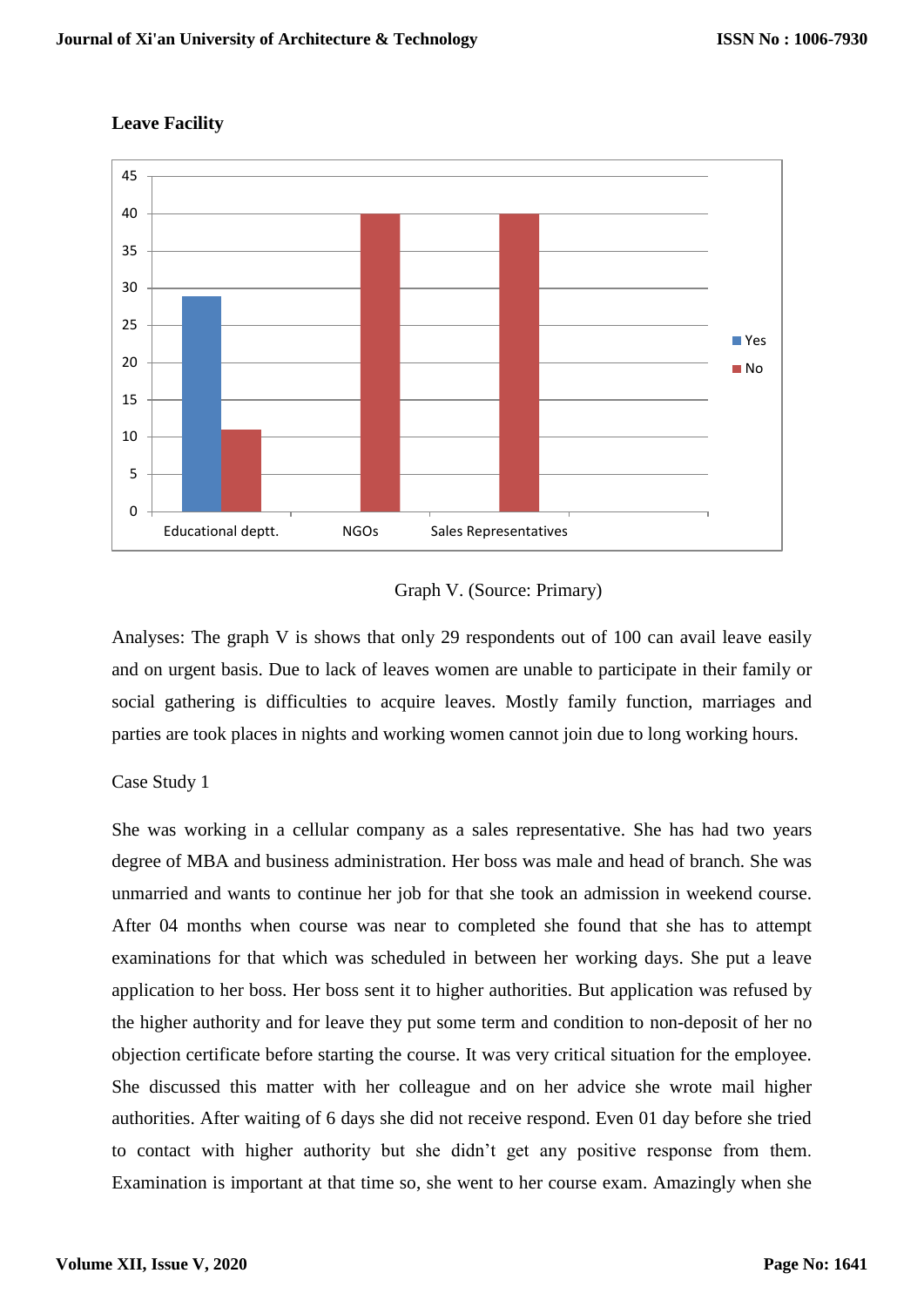**Leave Facility**

| | Yes | No |
|---|---|---|
| Educational deptt. | 29 | 11 |
| NGOs | | 40 |
| Sales Representatives | | 40 |

Graph V. (Source: Primary)

Analyses: The graph V is shows that only 29 respondents out of 100 can avail leave easily and on urgent basis. Due to lack of leaves women are unable to participate in their family or social gathering is difficulties to acquire leaves. Mostly family function, marriages and parties are took places in nights and working women cannot join due to long working hours.

Case Study 1

She was working in a cellular company as a sales representative. She has had two years degree of MBA and business administration. Her boss was male and head of branch. She was unmarried and wants to continue her job for that she took an admission in weekend course. After 04 months when course was near to completed she found that she has to attempt examinations for that which was scheduled in between her working days. She put a leave application to her boss. Her boss sent it to higher authorities. But application was refused by the higher authority and for leave they put some term and condition to non-deposit of her no objection certificate before starting the course. It was very critical situation for the employee. She discussed this matter with her colleague and on her advice she wrote mail higher authorities. After waiting of 6 days she did not receive respond. Even 01 day before she tried to contact with higher authority but she didn't get any positive response from them. Examination is important at that time so, she went to her course exam. Amazingly when she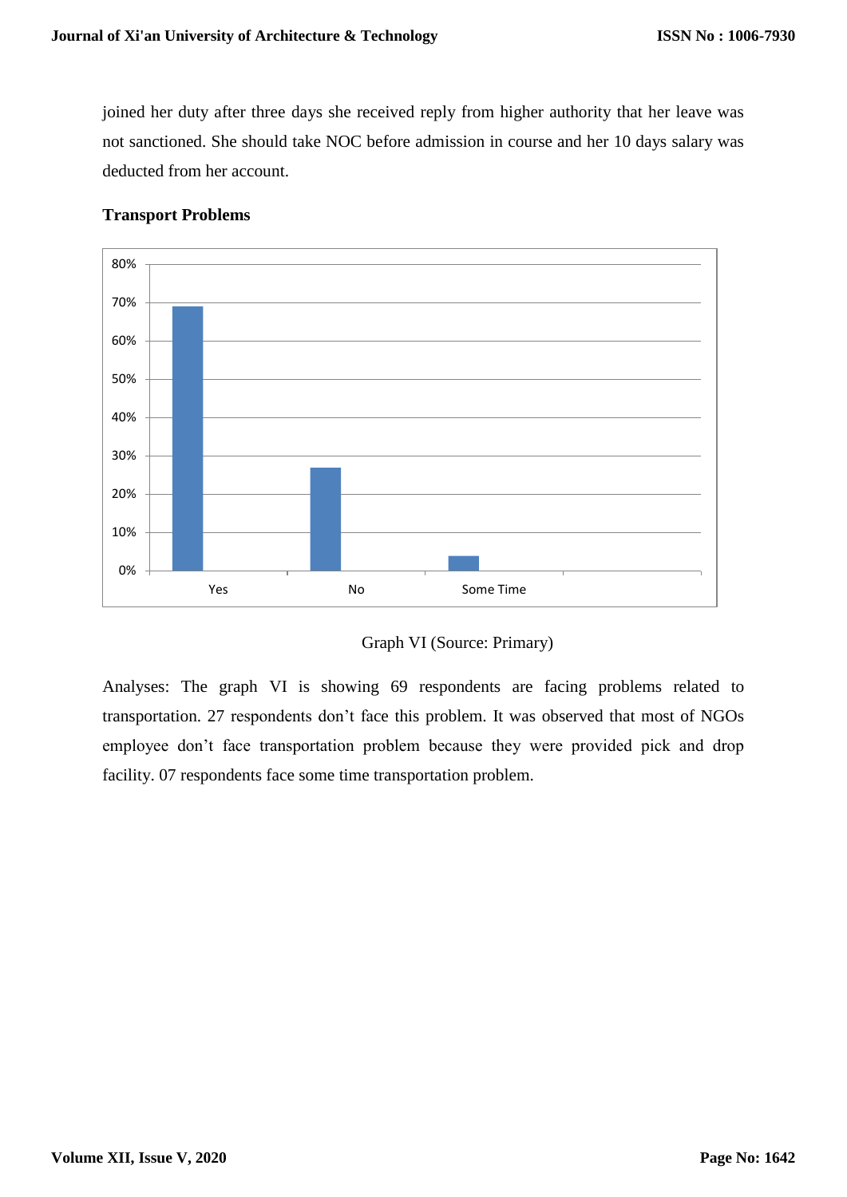joined her duty after three days she received reply from higher authority that her leave was not sanctioned. She should take NOC before admission in course and her 10 days salary was deducted from her account.

**Transport Problems**

Graph VI (Source: Primary)

Analyses: The graph VI is showing 69 respondents are facing problems related to transportation. 27 respondents don't face this problem. It was observed that most of NGOs employee don't face transportation problem because they were provided pick and drop facility. 07 respondents face some time transportation problem.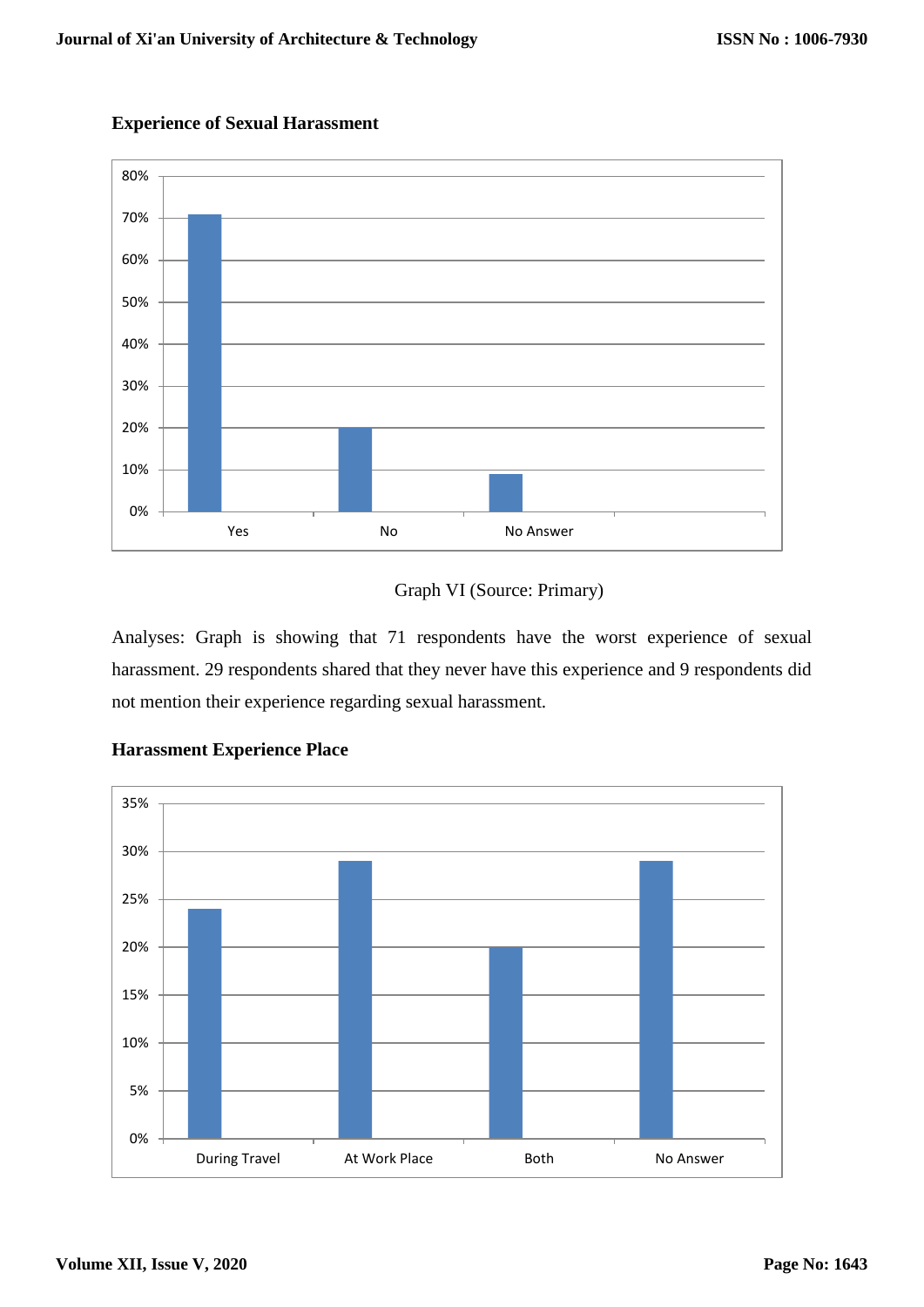**Experience of Sexual Harassment**

| | Yes | No | No Answer |
|---|---|---|---|
| Percentage | 71% | 20% | 9% |

Graph VI (Source: Primary)

Analyses: Graph is showing that 71 respondents have the worst experience of sexual harassment. 29 respondents shared that they never have this experience and 9 respondents did not mention their experience regarding sexual harassment.

**Harassment Experience Place**

| | During Travel | At Work Place | Both | No Answer |
|---|---|---|---|---|
| Percentage | 24% | 29% | 20% | 29% |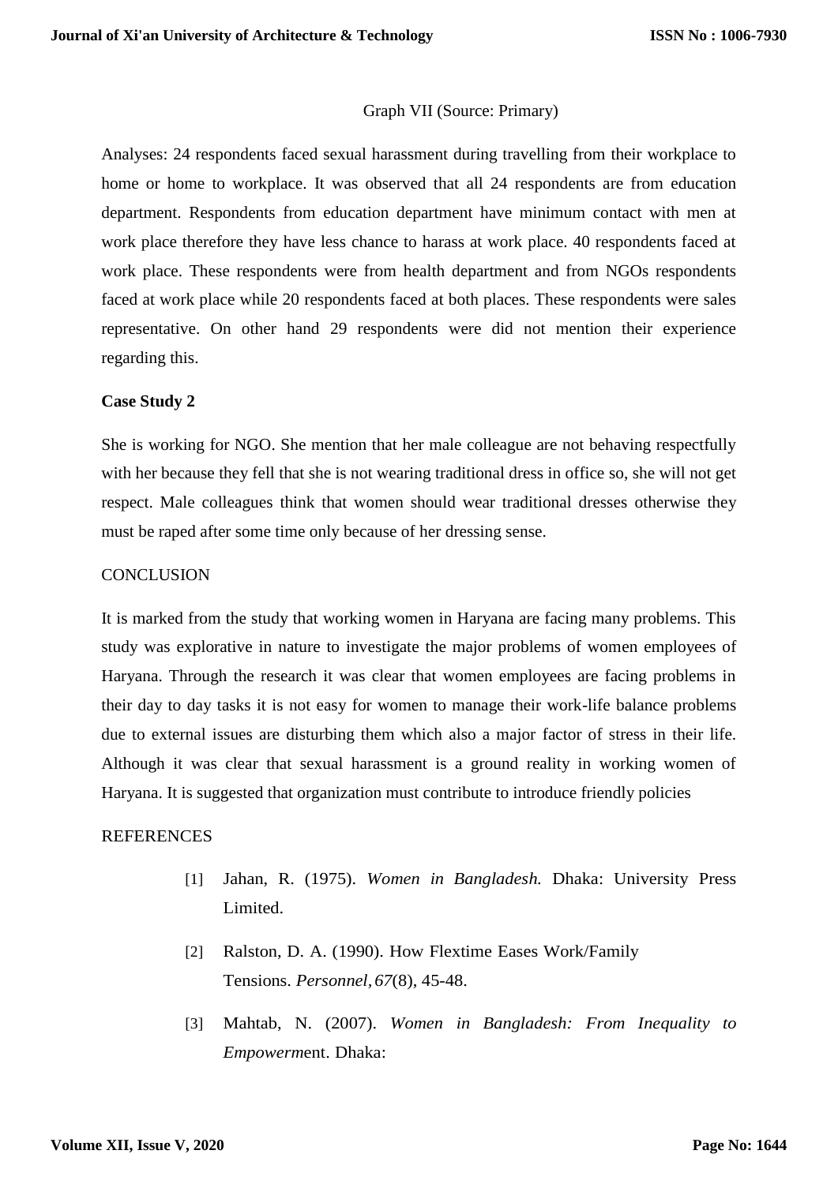Graph VII (Source: Primary)

Analyses: 24 respondents faced sexual harassment during travelling from their workplace to home or home to workplace. It was observed that all 24 respondents are from education department. Respondents from education department have minimum contact with men at work place therefore they have less chance to harass at work place. 40 respondents faced at work place. These respondents were from health department and from NGOs respondents faced at work place while 20 respondents faced at both places. These respondents were sales representative. On other hand 29 respondents were did not mention their experience regarding this.

**Case Study 2**

She is working for NGO. She mention that her male colleague are not behaving respectfully with her because they fell that she is not wearing traditional dress in office so, she will not get respect. Male colleagues think that women should wear traditional dresses otherwise they must be raped after some time only because of her dressing sense.

## CONCLUSION

It is marked from the study that working women in Haryana are facing many problems. This study was explorative in nature to investigate the major problems of women employees of Haryana. Through the research it was clear that women employees are facing problems in their day to day tasks it is not easy for women to manage their work-life balance problems due to external issues are disturbing them which also a major factor of stress in their life. Although it was clear that sexual harassment is a ground reality in working women of Haryana. It is suggested that organization must contribute to introduce friendly policies

## REFERENCES

[1] Jahan, R. (1975). *Women in Bangladesh.* Dhaka: University Press Limited.

[2] Ralston, D. A. (1990). How Flextime Eases Work/Family Tensions. *Personnel, 67*(8), 45-48.

[3] Mahtab, N. (2007). *Women in Bangladesh: From Inequality to Empowerm*ent. Dhaka: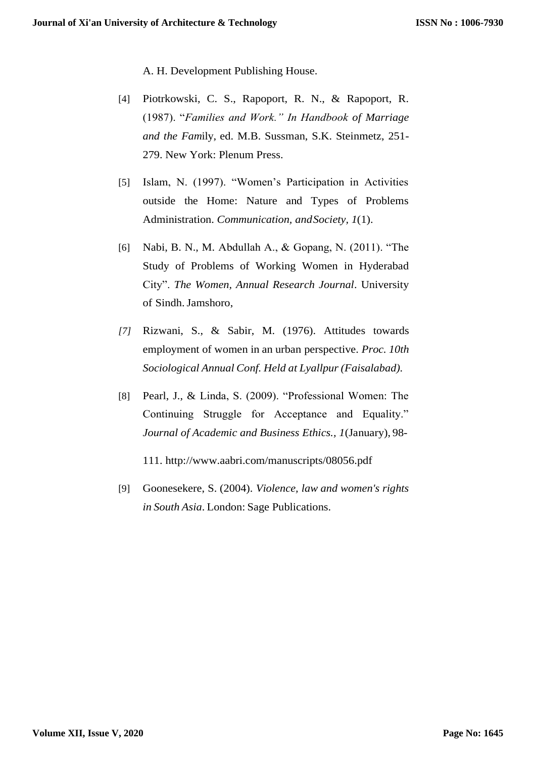A. H. Development Publishing House.

[4] Piotrkowski, C. S., Rapoport, R. N., & Rapoport, R. (1987). "*Families and Work." In Handbook of Marriage and the Fam*ily, ed. M.B. Sussman, S.K. Steinmetz, 251-279. New York: Plenum Press.

[5] Islam, N. (1997). "Women's Participation in Activities outside the Home: Nature and Types of Problems Administration. *Communication, andSociety, 1*(1).

[6] Nabi, B. N., M. Abdullah A., & Gopang, N. (2011). "The Study of Problems of Working Women in Hyderabad City". *The Women, Annual Research Journal*. University of Sindh. Jamshoro,

*[7]* Rizwani, S., & Sabir, M. (1976). Attitudes towards employment of women in an urban perspective. *Proc. 10th Sociological Annual Conf. Held at Lyallpur (Faisalabad).*

[8] Pearl, J., & Linda, S. (2009). "Professional Women: The Continuing Struggle for Acceptance and Equality." *Journal of Academic and Business Ethics., 1*(January), 98-111. http://www.aabri.com/manuscripts/08056.pdf

[9] Goonesekere, S. (2004). *Violence, law and women's rights in South Asia*. London: Sage Publications.